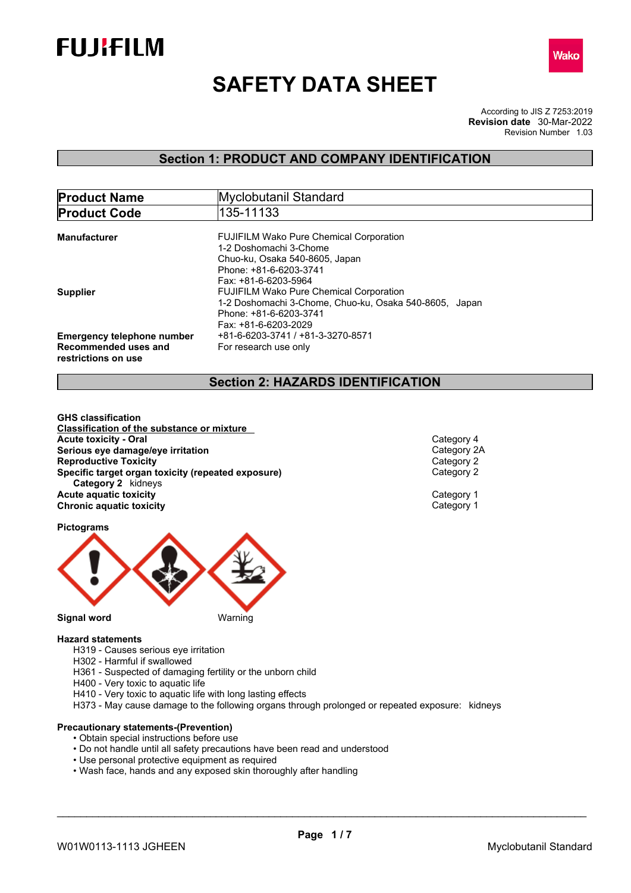FUJIFILM

Wako

# SAFETY DATA SHEET

According to JIS Z 7253:2019
**Revision date** 30-Mar-2022
Revision Number 1.03

## Section 1: PRODUCT AND COMPANY IDENTIFICATION

| **Product Name** | Myclobutanil Standard |
|---|---|
| **Product Code** | 135-11133 |

**Manufacturer**
FUJIFILM Wako Pure Chemical Corporation
1-2 Doshomachi 3-Chome
Chuo-ku, Osaka 540-8605, Japan
Phone: +81-6-6203-3741
Fax: +81-6-6203-5964

**Supplier**
FUJIFILM Wako Pure Chemical Corporation
1-2 Doshomachi 3-Chome, Chuo-ku, Osaka 540-8605, Japan
Phone: +81-6-6203-3741
Fax: +81-6-6203-2029

**Emergency telephone number** +81-6-6203-3741 / +81-3-3270-8571

**Recommended uses and restrictions on use** For research use only

## Section 2: HAZARDS IDENTIFICATION

**GHS classification**

**Classification of the substance or mixture**

| | |
|---|---|
| **Acute toxicity - Oral** | Category 4 |
| **Serious eye damage/eye irritation** | Category 2A |
| **Reproductive Toxicity** | Category 2 |
| **Specific target organ toxicity (repeated exposure)** | Category 2 |
| **Category 2** kidneys | |
| **Acute aquatic toxicity** | Category 1 |
| **Chronic aquatic toxicity** | Category 1 |

**Pictograms**

**Signal word** Warning

**Hazard statements**

H319 - Causes serious eye irritation
H302 - Harmful if swallowed
H361 - Suspected of damaging fertility or the unborn child
H400 - Very toxic to aquatic life
H410 - Very toxic to aquatic life with long lasting effects
H373 - May cause damage to the following organs through prolonged or repeated exposure: kidneys

**Precautionary statements-(Prevention)**

- Obtain special instructions before use
- Do not handle until all safety precautions have been read and understood
- Use personal protective equipment as required
- Wash face, hands and any exposed skin thoroughly after handling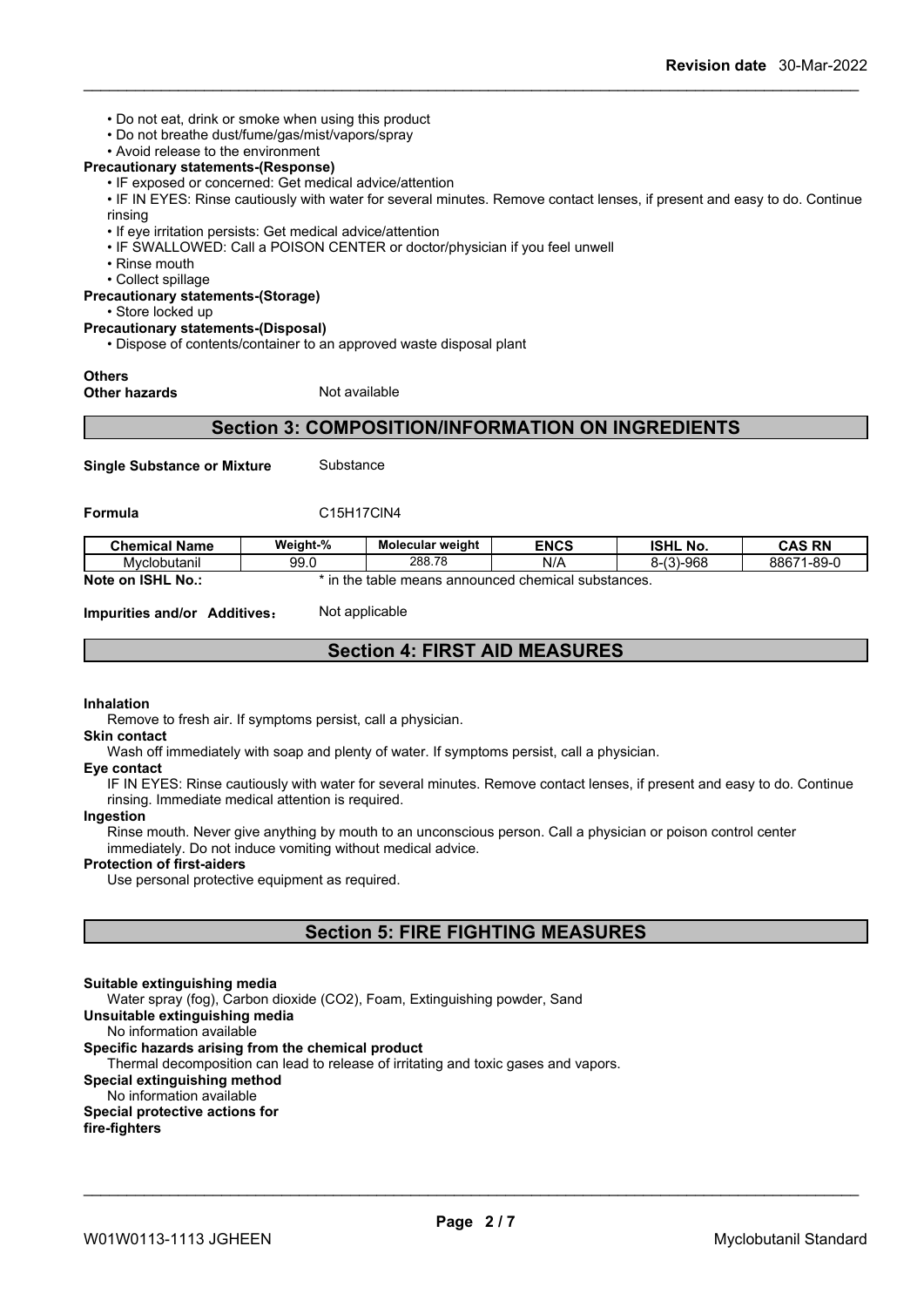- Do not eat, drink or smoke when using this product
- Do not breathe dust/fume/gas/mist/vapors/spray
- Avoid release to the environment

**Precautionary statements-(Response)**

- IF exposed or concerned: Get medical advice/attention
- IF IN EYES: Rinse cautiously with water for several minutes. Remove contact lenses, if present and easy to do. Continue rinsing
- If eye irritation persists: Get medical advice/attention
- IF SWALLOWED: Call a POISON CENTER or doctor/physician if you feel unwell
- Rinse mouth
- Collect spillage

**Precautionary statements-(Storage)**

- Store locked up

**Precautionary statements-(Disposal)**

- Dispose of contents/container to an approved waste disposal plant

**Others**

**Other hazards** Not available

## Section 3: COMPOSITION/INFORMATION ON INGREDIENTS

**Single Substance or Mixture** Substance

**Formula** C15H17ClN4

| Chemical Name | Weight-% | Molecular weight | ENCS | ISHL No. | CAS RN |
|---|---|---|---|---|---|
| Myclobutanil | 99.0 | 288.78 | N/A | 8-(3)-968 | 88671-89-0 |

**Note on ISHL No.:** * in the table means announced chemical substances.

**Impurities and/or Additives:** Not applicable

## Section 4: FIRST AID MEASURES

**Inhalation**

Remove to fresh air. If symptoms persist, call a physician.

**Skin contact**

Wash off immediately with soap and plenty of water. If symptoms persist, call a physician.

**Eye contact**

IF IN EYES: Rinse cautiously with water for several minutes. Remove contact lenses, if present and easy to do. Continue rinsing. Immediate medical attention is required.

**Ingestion**

Rinse mouth. Never give anything by mouth to an unconscious person. Call a physician or poison control center immediately. Do not induce vomiting without medical advice.

**Protection of first-aiders**

Use personal protective equipment as required.

## Section 5: FIRE FIGHTING MEASURES

**Suitable extinguishing media**

Water spray (fog), Carbon dioxide (CO2), Foam, Extinguishing powder, Sand

**Unsuitable extinguishing media**

No information available

**Specific hazards arising from the chemical product**

Thermal decomposition can lead to release of irritating and toxic gases and vapors.

**Special extinguishing method**

No information available

**Special protective actions for fire-fighters**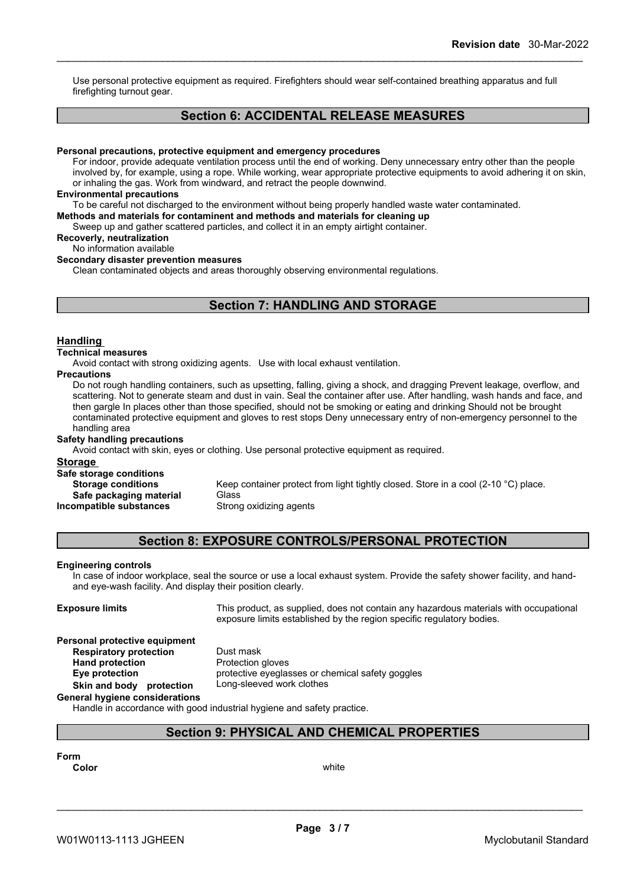Use personal protective equipment as required. Firefighters should wear self-contained breathing apparatus and full firefighting turnout gear.

## Section 6: ACCIDENTAL RELEASE MEASURES

**Personal precautions, protective equipment and emergency procedures**

For indoor, provide adequate ventilation process until the end of working. Deny unnecessary entry other than the people involved by, for example, using a rope. While working, wear appropriate protective equipments to avoid adhering it on skin, or inhaling the gas. Work from windward, and retract the people downwind.

**Environmental precautions**

To be careful not discharged to the environment without being properly handled waste water contaminated.

**Methods and materials for contaminent and methods and materials for cleaning up**

Sweep up and gather scattered particles, and collect it in an empty airtight container.

**Recoverly, neutralization**

No information available

**Secondary disaster prevention measures**

Clean contaminated objects and areas thoroughly observing environmental regulations.

## Section 7: HANDLING AND STORAGE

### Handling

**Technical measures**

Avoid contact with strong oxidizing agents. Use with local exhaust ventilation.

**Precautions**

Do not rough handling containers, such as upsetting, falling, giving a shock, and dragging Prevent leakage, overflow, and scattering. Not to generate steam and dust in vain. Seal the container after use. After handling, wash hands and face, and then gargle In places other than those specified, should not be smoking or eating and drinking Should not be brought contaminated protective equipment and gloves to rest stops Deny unnecessary entry of non-emergency personnel to the handling area

**Safety handling precautions**

Avoid contact with skin, eyes or clothing. Use personal protective equipment as required.

### Storage

**Safe storage conditions**

**Storage conditions** Keep container protect from light tightly closed. Store in a cool (2-10 °C) place.

**Safe packaging material** Glass

**Incompatible substances** Strong oxidizing agents

## Section 8: EXPOSURE CONTROLS/PERSONAL PROTECTION

**Engineering controls**

In case of indoor workplace, seal the source or use a local exhaust system. Provide the safety shower facility, and hand- and eye-wash facility. And display their position clearly.

**Exposure limits** This product, as supplied, does not contain any hazardous materials with occupational exposure limits established by the region specific regulatory bodies.

**Personal protective equipment**

**Respiratory protection** Dust mask

**Hand protection** Protection gloves

**Eye protection** protective eyeglasses or chemical safety goggles

**Skin and body protection** Long-sleeved work clothes

**General hygiene considerations**

Handle in accordance with good industrial hygiene and safety practice.

## Section 9: PHYSICAL AND CHEMICAL PROPERTIES

**Form**

**Color** white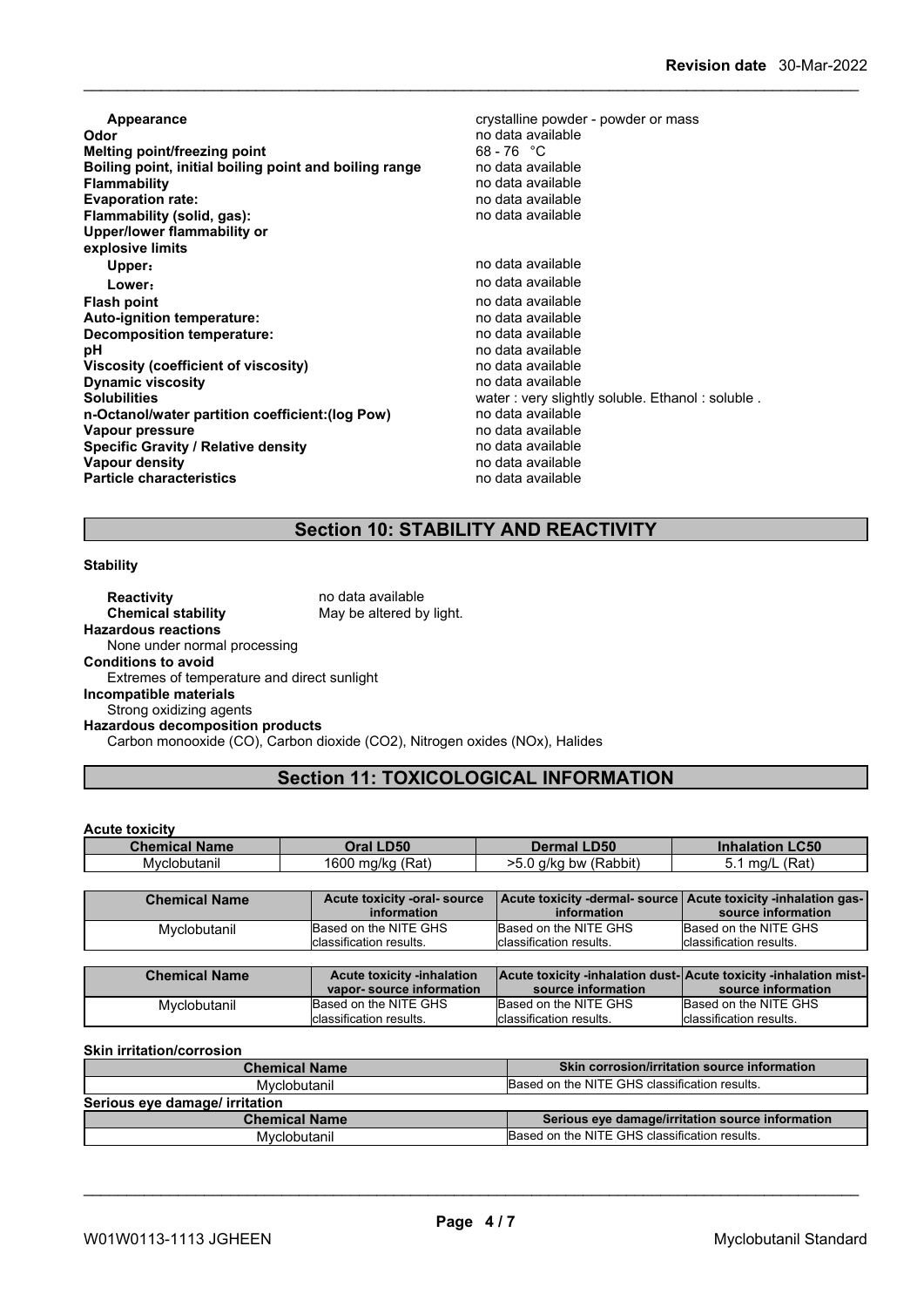| | |
|---|---|
| **Appearance** | crystalline powder - powder or mass |
| **Odor** | no data available |
| **Melting point/freezing point** | 68 - 76 °C |
| **Boiling point, initial boiling point and boiling range** | no data available |
| **Flammability** | no data available |
| **Evaporation rate:** | no data available |
| **Flammability (solid, gas):** | no data available |
| **Upper/lower flammability or explosive limits** | |
| **Upper:** | no data available |
| **Lower:** | no data available |
| **Flash point** | no data available |
| **Auto-ignition temperature:** | no data available |
| **Decomposition temperature:** | no data available |
| **pH** | no data available |
| **Viscosity (coefficient of viscosity)** | no data available |
| **Dynamic viscosity** | no data available |
| **Solubilities** | water : very slightly soluble. Ethanol : soluble . |
| **n-Octanol/water partition coefficient:(log Pow)** | no data available |
| **Vapour pressure** | no data available |
| **Specific Gravity / Relative density** | no data available |
| **Vapour density** | no data available |
| **Particle characteristics** | no data available |

## Section 10: STABILITY AND REACTIVITY

**Stability**

**Reactivity** no data available
**Chemical stability** May be altered by light.

**Hazardous reactions**
None under normal processing

**Conditions to avoid**
Extremes of temperature and direct sunlight

**Incompatible materials**
Strong oxidizing agents

**Hazardous decomposition products**
Carbon monooxide (CO), Carbon dioxide (CO2), Nitrogen oxides (NOx), Halides

## Section 11: TOXICOLOGICAL INFORMATION

**Acute toxicity**

| Chemical Name | Oral LD50 | Dermal LD50 | Inhalation LC50 |
|---|---|---|---|
| Myclobutanil | 1600 mg/kg (Rat) | >5.0 g/kg bw (Rabbit) | 5.1 mg/L (Rat) |

| Chemical Name | Acute toxicity -oral- source information | Acute toxicity -dermal- source information | Acute toxicity -inhalation gas- source information |
|---|---|---|---|
| Myclobutanil | Based on the NITE GHS classification results. | Based on the NITE GHS classification results. | Based on the NITE GHS classification results. |

| Chemical Name | Acute toxicity -inhalation vapor- source information | Acute toxicity -inhalation dust- source information | Acute toxicity -inhalation mist- source information |
|---|---|---|---|
| Myclobutanil | Based on the NITE GHS classification results. | Based on the NITE GHS classification results. | Based on the NITE GHS classification results. |

**Skin irritation/corrosion**

| Chemical Name | Skin corrosion/irritation source information |
|---|---|
| Myclobutanil | Based on the NITE GHS classification results. |

**Serious eye damage/ irritation**

| Chemical Name | Serious eye damage/irritation source information |
|---|---|
| Myclobutanil | Based on the NITE GHS classification results. |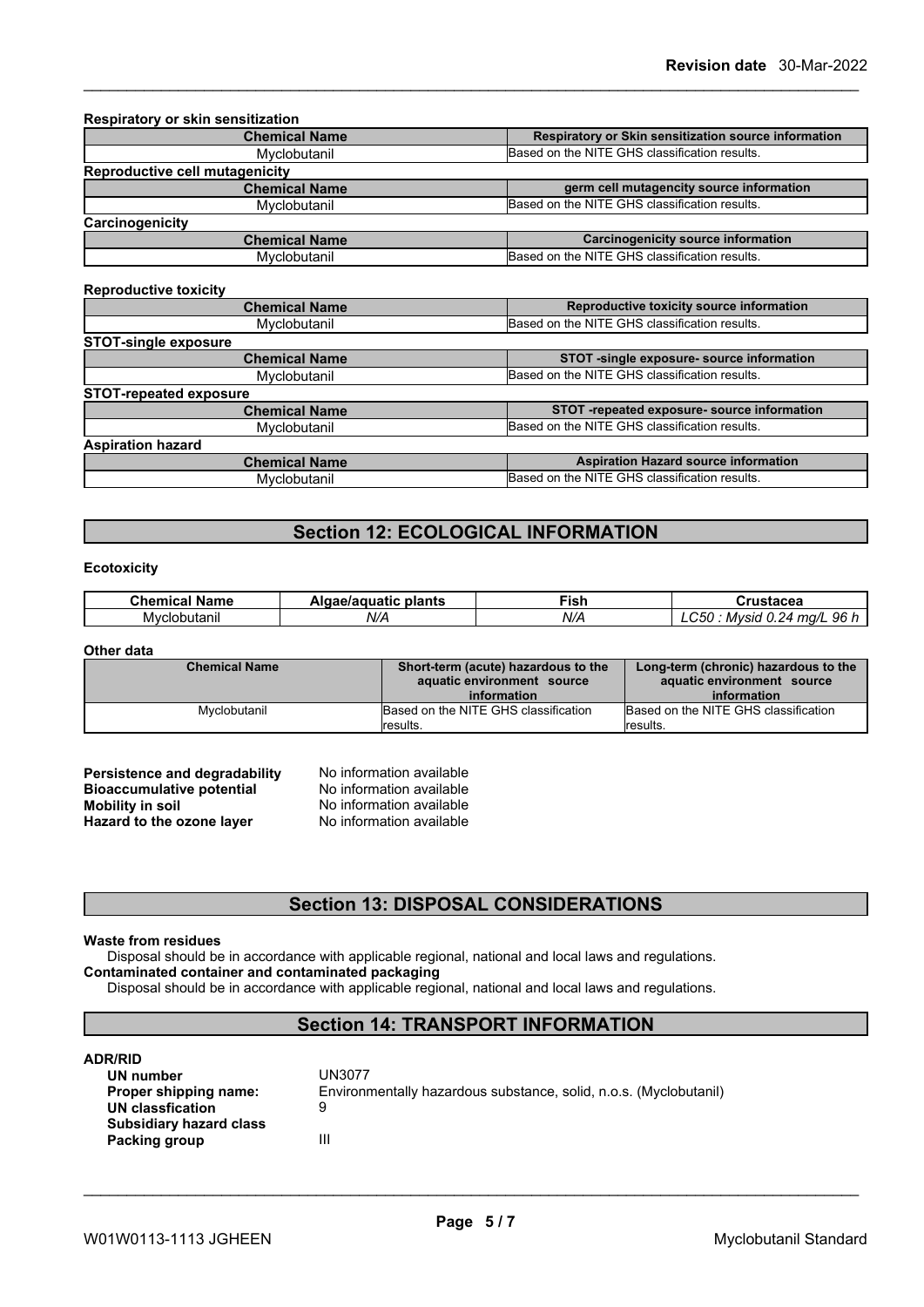**Respiratory or skin sensitization**

| Chemical Name | Respiratory or Skin sensitization source information |
| --- | --- |
| Myclobutanil | Based on the NITE GHS classification results. |

**Reproductive cell mutagenicity**

| Chemical Name | germ cell mutagencity source information |
| --- | --- |
| Myclobutanil | Based on the NITE GHS classification results. |

**Carcinogenicity**

| Chemical Name | Carcinogenicity source information |
| --- | --- |
| Myclobutanil | Based on the NITE GHS classification results. |

**Reproductive toxicity**

| Chemical Name | Reproductive toxicity source information |
| --- | --- |
| Myclobutanil | Based on the NITE GHS classification results. |

**STOT-single exposure**

| Chemical Name | STOT -single exposure- source information |
| --- | --- |
| Myclobutanil | Based on the NITE GHS classification results. |

**STOT-repeated exposure**

| Chemical Name | STOT -repeated exposure- source information |
| --- | --- |
| Myclobutanil | Based on the NITE GHS classification results. |

**Aspiration hazard**

| Chemical Name | Aspiration Hazard source information |
| --- | --- |
| Myclobutanil | Based on the NITE GHS classification results. |

## Section 12: ECOLOGICAL INFORMATION

**Ecotoxicity**

| Chemical Name | Algae/aquatic plants | Fish | Crustacea |
| --- | --- | --- | --- |
| Myclobutanil | *N/A* | *N/A* | *LC50 : Mysid 0.24 mg/L 96 h* |

**Other data**

| Chemical Name | Short-term (acute) hazardous to the aquatic environment source information | Long-term (chronic) hazardous to the aquatic environment source information |
| --- | --- | --- |
| Myclobutanil | Based on the NITE GHS classification results. | Based on the NITE GHS classification results. |

**Persistence and degradability** No information available
**Bioaccumulative potential** No information available
**Mobility in soil** No information available
**Hazard to the ozone layer** No information available

## Section 13: DISPOSAL CONSIDERATIONS

**Waste from residues**
Disposal should be in accordance with applicable regional, national and local laws and regulations.
**Contaminated container and contaminated packaging**
Disposal should be in accordance with applicable regional, national and local laws and regulations.

## Section 14: TRANSPORT INFORMATION

**ADR/RID**

**UN number** UN3077
**Proper shipping name:** Environmentally hazardous substance, solid, n.o.s. (Myclobutanil)
**UN classfication** 9
**Subsidiary hazard class**
**Packing group** III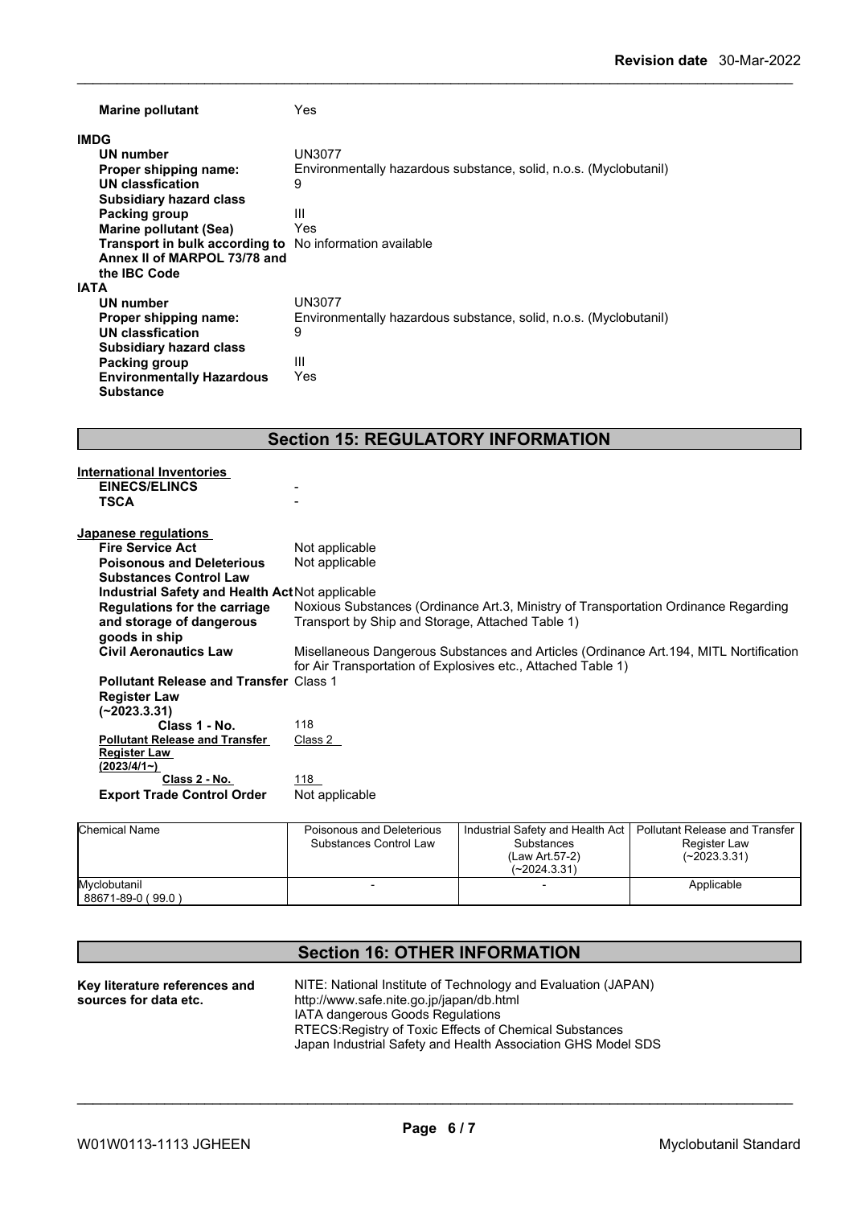**Marine pollutant** Yes

**IMDG**

| | |
|---|---|
| **UN number** | UN3077 |
| **Proper shipping name:** | Environmentally hazardous substance, solid, n.o.s. (Myclobutanil) |
| **UN classfication** | 9 |
| **Subsidiary hazard class** | |
| **Packing group** | III |
| **Marine pollutant (Sea)** | Yes |
| **Transport in bulk according to Annex II of MARPOL 73/78 and the IBC Code** | No information available |

**IATA**

| | |
|---|---|
| **UN number** | UN3077 |
| **Proper shipping name:** | Environmentally hazardous substance, solid, n.o.s. (Myclobutanil) |
| **UN classfication** | 9 |
| **Subsidiary hazard class** | |
| **Packing group** | III |
| **Environmentally Hazardous Substance** | Yes |

## Section 15: REGULATORY INFORMATION

**International Inventories**

| | |
|---|---|
| **EINECS/ELINCS** | - |
| **TSCA** | - |

**Japanese regulations**

| | |
|---|---|
| **Fire Service Act** | Not applicable |
| **Poisonous and Deleterious Substances Control Law** | Not applicable |
| **Industrial Safety and Health Act** | Not applicable |
| **Regulations for the carriage and storage of dangerous goods in ship** | Noxious Substances (Ordinance Art.3, Ministry of Transportation Ordinance Regarding Transport by Ship and Storage, Attached Table 1) |
| **Civil Aeronautics Law** | Misellaneous Dangerous Substances and Articles (Ordinance Art.194, MITL Nortification for Air Transportation of Explosives etc., Attached Table 1) |
| **Pollutant Release and Transfer Register Law (~2023.3.31)** | Class 1 |
| **Class 1 - No.** | 118 |
| **Pollutant Release and Transfer Register Law (2023/4/1~)** | Class 2 |
| **Class 2 - No.** | 118 |
| **Export Trade Control Order** | Not applicable |

| Chemical Name | Poisonous and Deleterious Substances Control Law | Industrial Safety and Health Act Substances (Law Art.57-2) (~2024.3.31) | Pollutant Release and Transfer Register Law (~2023.3.31) |
|---|---|---|---|
| Myclobutanil 88671-89-0 ( 99.0 ) | - | - | Applicable |

## Section 16: OTHER INFORMATION

**Key literature references and sources for data etc.**

NITE: National Institute of Technology and Evaluation (JAPAN)
http://www.safe.nite.go.jp/japan/db.html
IATA dangerous Goods Regulations
RTECS:Registry of Toxic Effects of Chemical Substances
Japan Industrial Safety and Health Association GHS Model SDS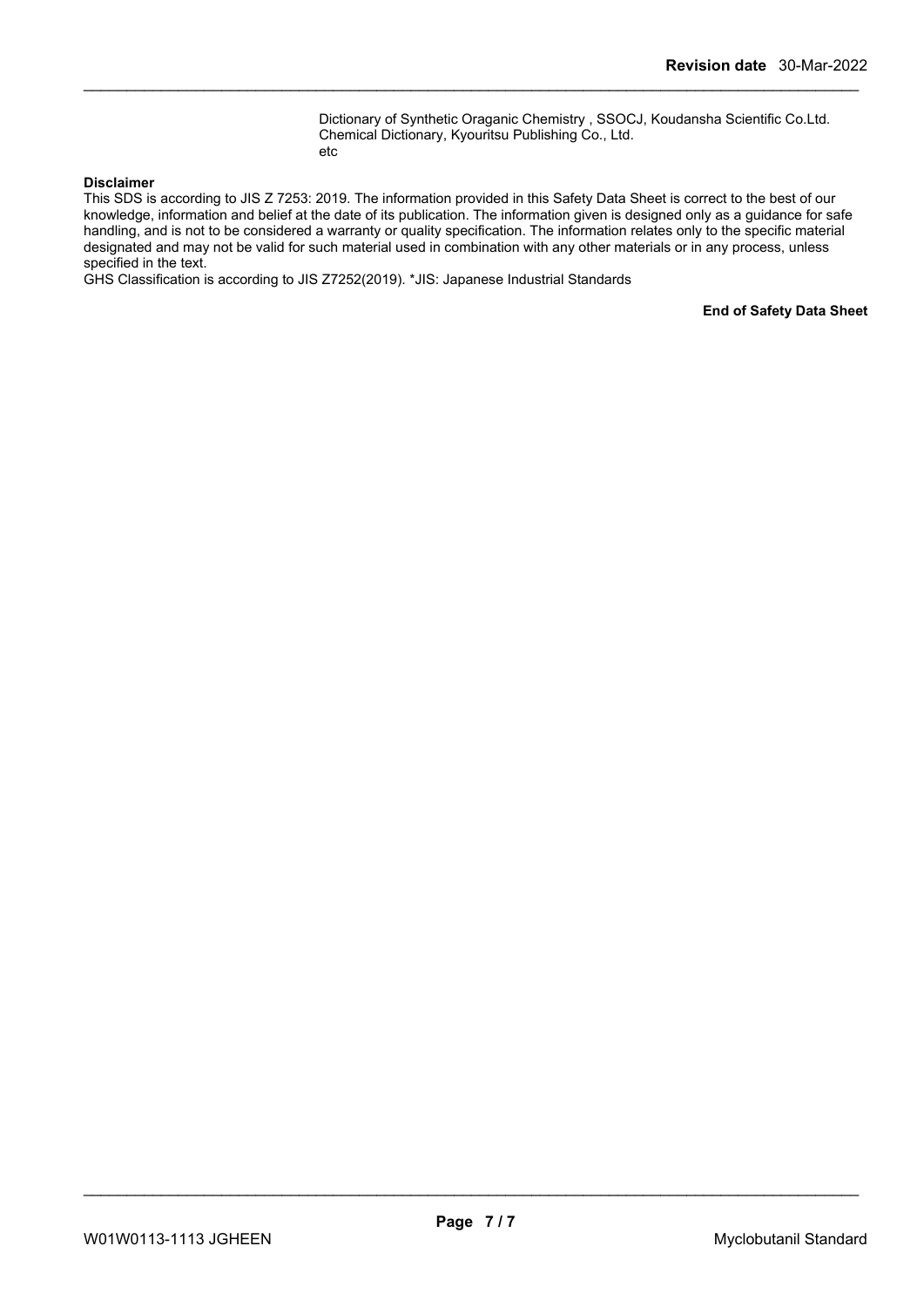Dictionary of Synthetic Oraganic Chemistry , SSOCJ, Koudansha Scientific Co.Ltd.
Chemical Dictionary, Kyouritsu Publishing Co., Ltd.
etc

**Disclaimer**

This SDS is according to JIS Z 7253: 2019. The information provided in this Safety Data Sheet is correct to the best of our knowledge, information and belief at the date of its publication. The information given is designed only as a guidance for safe handling, and is not to be considered a warranty or quality specification. The information relates only to the specific material designated and may not be valid for such material used in combination with any other materials or in any process, unless specified in the text.

GHS Classification is according to JIS Z7252(2019). *JIS: Japanese Industrial Standards

**End of Safety Data Sheet**